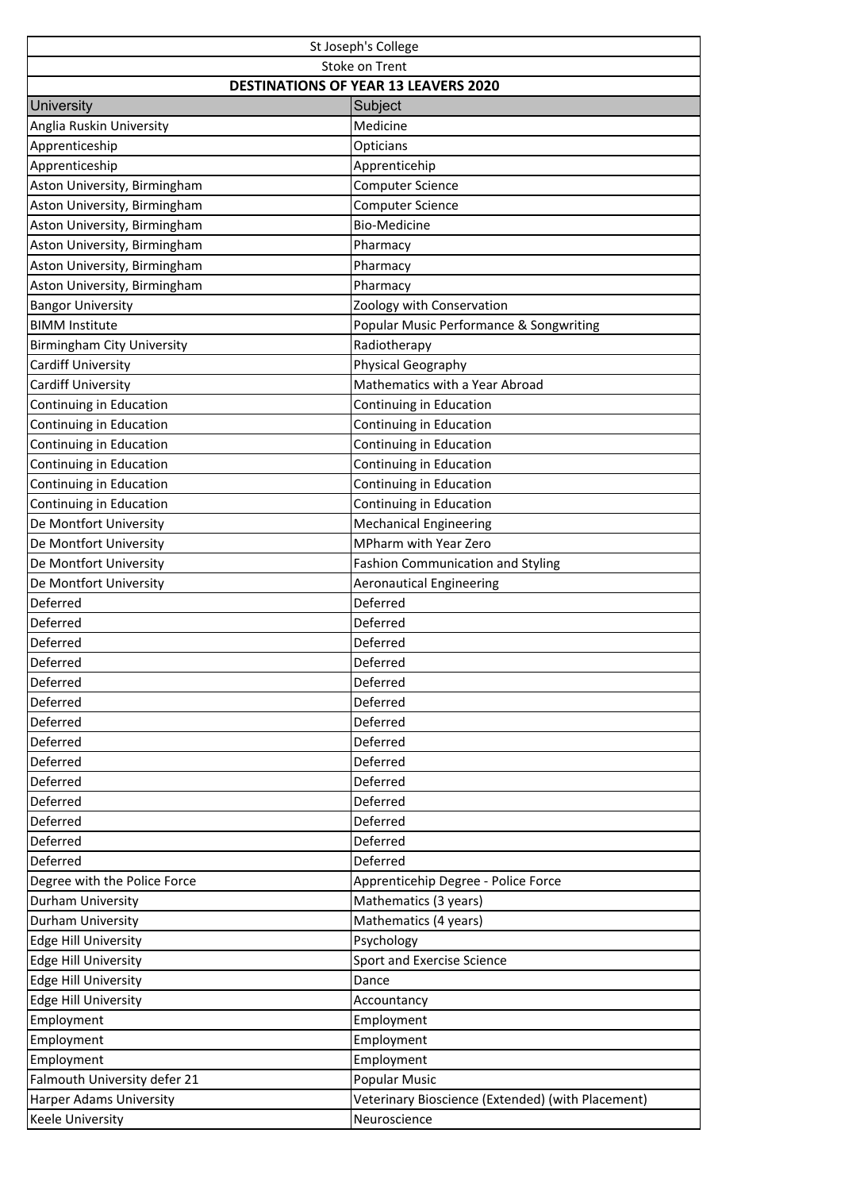St Joseph's College

Stoke on Trent

**DESTINATIONS OF YEAR 13 LEAVERS 2020**

| University | Subject |
|---|---|
| Anglia Ruskin University | Medicine |
| Apprenticeship | Opticians |
| Apprenticeship | Apprenticehip |
| Aston University, Birmingham | Computer Science |
| Aston University, Birmingham | Computer Science |
| Aston University, Birmingham | Bio-Medicine |
| Aston University, Birmingham | Pharmacy |
| Aston University, Birmingham | Pharmacy |
| Aston University, Birmingham | Pharmacy |
| Bangor University | Zoology with Conservation |
| BIMM Institute | Popular Music Performance & Songwriting |
| Birmingham City University | Radiotherapy |
| Cardiff University | Physical Geography |
| Cardiff University | Mathematics with a Year Abroad |
| Continuing in Education | Continuing in Education |
| Continuing in Education | Continuing in Education |
| Continuing in Education | Continuing in Education |
| Continuing in Education | Continuing in Education |
| Continuing in Education | Continuing in Education |
| Continuing in Education | Continuing in Education |
| De Montfort University | Mechanical Engineering |
| De Montfort University | MPharm with Year Zero |
| De Montfort University | Fashion Communication and Styling |
| De Montfort University | Aeronautical Engineering |
| Deferred | Deferred |
| Deferred | Deferred |
| Deferred | Deferred |
| Deferred | Deferred |
| Deferred | Deferred |
| Deferred | Deferred |
| Deferred | Deferred |
| Deferred | Deferred |
| Deferred | Deferred |
| Deferred | Deferred |
| Deferred | Deferred |
| Deferred | Deferred |
| Deferred | Deferred |
| Deferred | Deferred |
| Degree with the Police Force | Apprenticehip Degree - Police Force |
| Durham University | Mathematics (3 years) |
| Durham University | Mathematics (4 years) |
| Edge Hill University | Psychology |
| Edge Hill University | Sport and Exercise Science |
| Edge Hill University | Dance |
| Edge Hill University | Accountancy |
| Employment | Employment |
| Employment | Employment |
| Employment | Employment |
| Falmouth University defer 21 | Popular Music |
| Harper Adams University | Veterinary Bioscience (Extended) (with Placement) |
| Keele University | Neuroscience |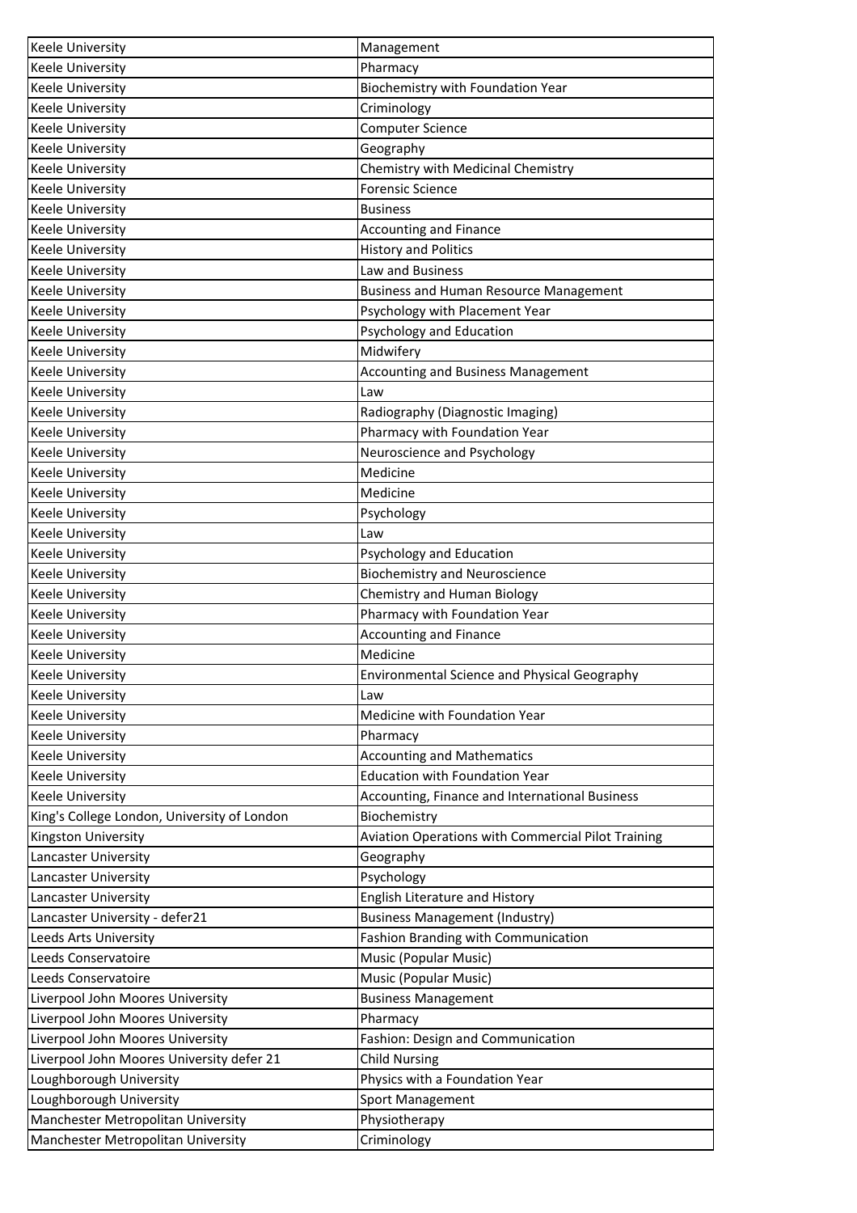| Keele University | Management |
|---|---|
| Keele University | Pharmacy |
| Keele University | Biochemistry with Foundation Year |
| Keele University | Criminology |
| Keele University | Computer Science |
| Keele University | Geography |
| Keele University | Chemistry with Medicinal Chemistry |
| Keele University | Forensic Science |
| Keele University | Business |
| Keele University | Accounting and Finance |
| Keele University | History and Politics |
| Keele University | Law and Business |
| Keele University | Business and Human Resource Management |
| Keele University | Psychology with Placement Year |
| Keele University | Psychology and Education |
| Keele University | Midwifery |
| Keele University | Accounting and Business Management |
| Keele University | Law |
| Keele University | Radiography (Diagnostic Imaging) |
| Keele University | Pharmacy with Foundation Year |
| Keele University | Neuroscience and Psychology |
| Keele University | Medicine |
| Keele University | Medicine |
| Keele University | Psychology |
| Keele University | Law |
| Keele University | Psychology and Education |
| Keele University | Biochemistry and Neuroscience |
| Keele University | Chemistry and Human Biology |
| Keele University | Pharmacy with Foundation Year |
| Keele University | Accounting and Finance |
| Keele University | Medicine |
| Keele University | Environmental Science and Physical Geography |
| Keele University | Law |
| Keele University | Medicine with Foundation Year |
| Keele University | Pharmacy |
| Keele University | Accounting and Mathematics |
| Keele University | Education with Foundation Year |
| Keele University | Accounting, Finance and International Business |
| King's College London, University of London | Biochemistry |
| Kingston University | Aviation Operations with Commercial Pilot Training |
| Lancaster University | Geography |
| Lancaster University | Psychology |
| Lancaster University | English Literature and History |
| Lancaster University - defer21 | Business Management (Industry) |
| Leeds Arts University | Fashion Branding with Communication |
| Leeds Conservatoire | Music (Popular Music) |
| Leeds Conservatoire | Music (Popular Music) |
| Liverpool John Moores University | Business Management |
| Liverpool John Moores University | Pharmacy |
| Liverpool John Moores University | Fashion: Design and Communication |
| Liverpool John Moores University defer 21 | Child Nursing |
| Loughborough University | Physics with a Foundation Year |
| Loughborough University | Sport Management |
| Manchester Metropolitan University | Physiotherapy |
| Manchester Metropolitan University | Criminology |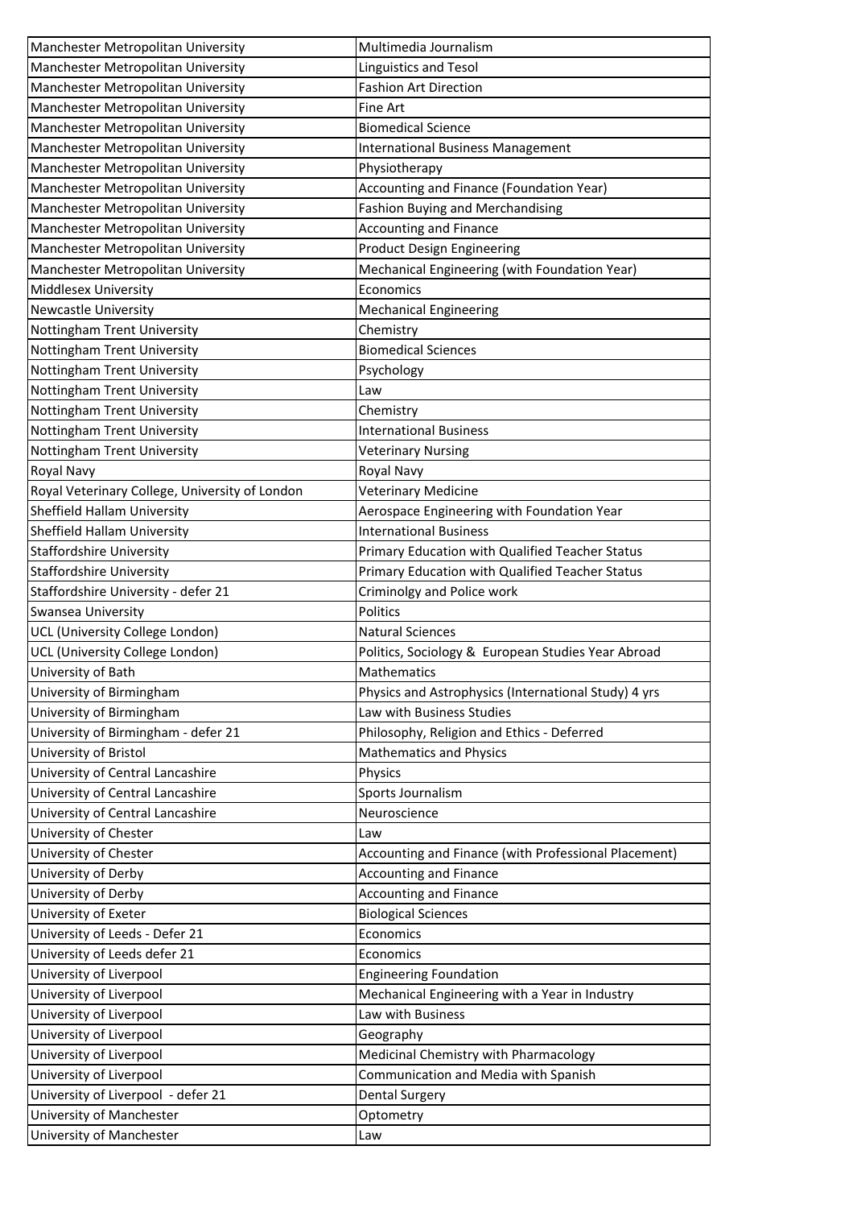| Manchester Metropolitan University | Multimedia Journalism |
|---|---|
| Manchester Metropolitan University | Linguistics and Tesol |
| Manchester Metropolitan University | Fashion Art Direction |
| Manchester Metropolitan University | Fine Art |
| Manchester Metropolitan University | Biomedical Science |
| Manchester Metropolitan University | International Business Management |
| Manchester Metropolitan University | Physiotherapy |
| Manchester Metropolitan University | Accounting and Finance (Foundation Year) |
| Manchester Metropolitan University | Fashion Buying and Merchandising |
| Manchester Metropolitan University | Accounting and Finance |
| Manchester Metropolitan University | Product Design Engineering |
| Manchester Metropolitan University | Mechanical Engineering (with Foundation Year) |
| Middlesex University | Economics |
| Newcastle University | Mechanical Engineering |
| Nottingham Trent University | Chemistry |
| Nottingham Trent University | Biomedical Sciences |
| Nottingham Trent University | Psychology |
| Nottingham Trent University | Law |
| Nottingham Trent University | Chemistry |
| Nottingham Trent University | International Business |
| Nottingham Trent University | Veterinary Nursing |
| Royal Navy | Royal Navy |
| Royal Veterinary College, University of London | Veterinary Medicine |
| Sheffield Hallam University | Aerospace Engineering with Foundation Year |
| Sheffield Hallam University | International Business |
| Staffordshire University | Primary Education with Qualified Teacher Status |
| Staffordshire University | Primary Education with Qualified Teacher Status |
| Staffordshire University - defer 21 | Criminolgy and Police work |
| Swansea University | Politics |
| UCL (University College London) | Natural Sciences |
| UCL (University College London) | Politics, Sociology & European Studies Year Abroad |
| University of Bath | Mathematics |
| University of Birmingham | Physics and Astrophysics (International Study) 4 yrs |
| University of Birmingham | Law with Business Studies |
| University of Birmingham - defer 21 | Philosophy, Religion and Ethics - Deferred |
| University of Bristol | Mathematics and Physics |
| University of Central Lancashire | Physics |
| University of Central Lancashire | Sports Journalism |
| University of Central Lancashire | Neuroscience |
| University of Chester | Law |
| University of Chester | Accounting and Finance (with Professional Placement) |
| University of Derby | Accounting and Finance |
| University of Derby | Accounting and Finance |
| University of Exeter | Biological Sciences |
| University of Leeds - Defer 21 | Economics |
| University of Leeds defer 21 | Economics |
| University of Liverpool | Engineering Foundation |
| University of Liverpool | Mechanical Engineering with a Year in Industry |
| University of Liverpool | Law with Business |
| University of Liverpool | Geography |
| University of Liverpool | Medicinal Chemistry with Pharmacology |
| University of Liverpool | Communication and Media with Spanish |
| University of Liverpool - defer 21 | Dental Surgery |
| University of Manchester | Optometry |
| University of Manchester | Law |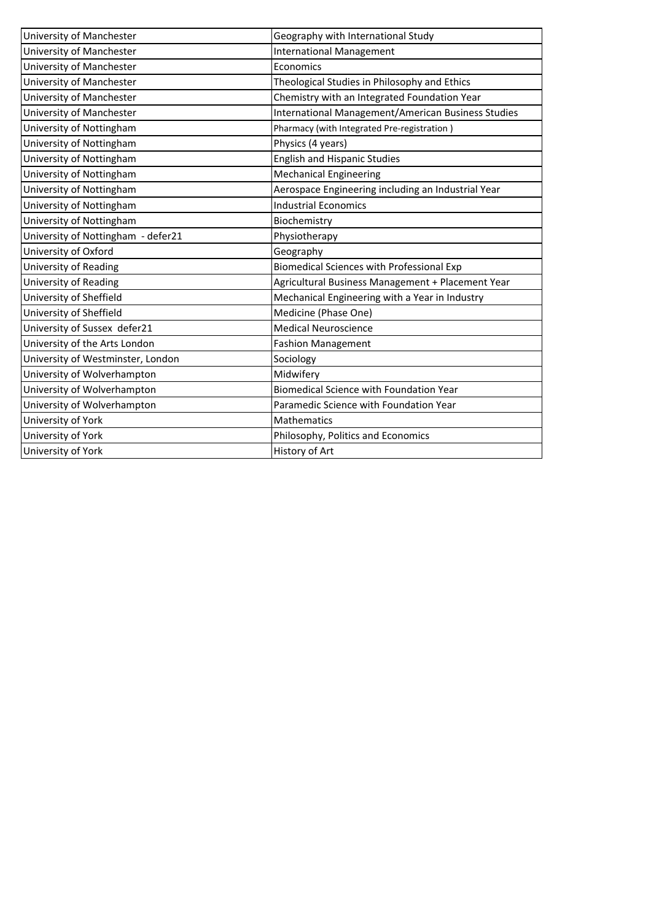| | |
|---|---|
| University of Manchester | Geography with International Study |
| University of Manchester | International Management |
| University of Manchester | Economics |
| University of Manchester | Theological Studies in Philosophy and Ethics |
| University of Manchester | Chemistry with an Integrated Foundation Year |
| University of Manchester | International Management/American Business Studies |
| University of Nottingham | Pharmacy (with Integrated Pre-registration ) |
| University of Nottingham | Physics (4 years) |
| University of Nottingham | English and Hispanic Studies |
| University of Nottingham | Mechanical Engineering |
| University of Nottingham | Aerospace Engineering including an Industrial Year |
| University of Nottingham | Industrial Economics |
| University of Nottingham | Biochemistry |
| University of Nottingham - defer21 | Physiotherapy |
| University of Oxford | Geography |
| University of Reading | Biomedical Sciences with Professional Exp |
| University of Reading | Agricultural Business Management + Placement Year |
| University of Sheffield | Mechanical Engineering with a Year in Industry |
| University of Sheffield | Medicine (Phase One) |
| University of Sussex defer21 | Medical Neuroscience |
| University of the Arts London | Fashion Management |
| University of Westminster, London | Sociology |
| University of Wolverhampton | Midwifery |
| University of Wolverhampton | Biomedical Science with Foundation Year |
| University of Wolverhampton | Paramedic Science with Foundation Year |
| University of York | Mathematics |
| University of York | Philosophy, Politics and Economics |
| University of York | History of Art |